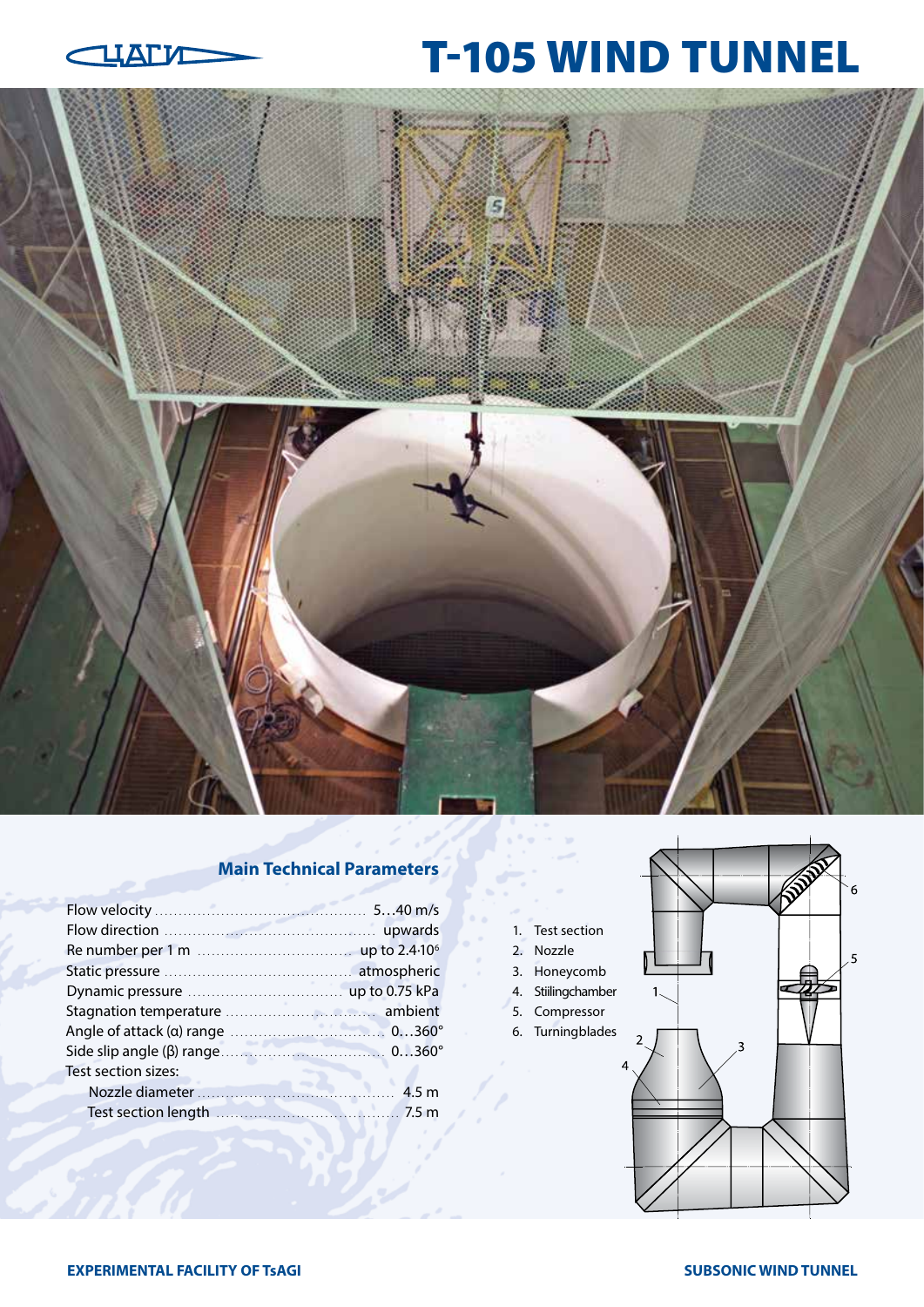# T-105 WIND TUNNEL

## Main Technical Parameters

| Parameter | Value |
|---|---|
| Flow velocity | 5…40 m/s |
| Flow direction | upwards |
| Re number per 1 m | up to $2.4{\cdot}10^6$ |
| Static pressure | atmospheric |
| Dynamic pressure | up to 0.75 kPa |
| Stagnation temperature | ambient |
| Angle of attack (α) range | 0…360° |
| Side slip angle (β) range | 0…360° |
| Test section sizes: | |
| Nozzle diameter | 4.5 m |
| Test section length | 7.5 m |

1. Test section
2. Nozzle
3. Honeycomb
4. Stillingchamber
5. Compressor
6. Turningblades

EXPERIMENTAL FACILITY OF TsAGI

SUBSONIC WIND TUNNEL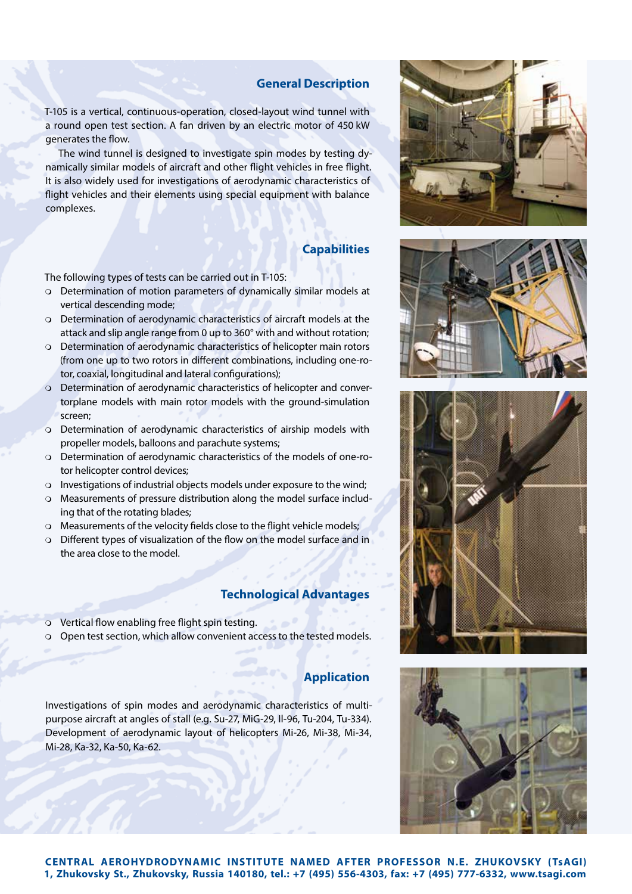## General Description

T-105 is a vertical, continuous-operation, closed-layout wind tunnel with a round open test section. A fan driven by an electric motor of 450 kW generates the flow.

The wind tunnel is designed to investigate spin modes by testing dynamically similar models of aircraft and other flight vehicles in free flight. It is also widely used for investigations of aerodynamic characteristics of flight vehicles and their elements using special equipment with balance complexes.

## Capabilities

The following types of tests can be carried out in T-105:

- Determination of motion parameters of dynamically similar models at vertical descending mode;
- Determination of aerodynamic characteristics of aircraft models at the attack and slip angle range from 0 up to 360° with and without rotation;
- Determination of aerodynamic characteristics of helicopter main rotors (from one up to two rotors in different combinations, including one-rotor, coaxial, longitudinal and lateral configurations);
- Determination of aerodynamic characteristics of helicopter and convertorplane models with main rotor models with the ground-simulation screen;
- Determination of aerodynamic characteristics of airship models with propeller models, balloons and parachute systems;
- Determination of aerodynamic characteristics of the models of one-rotor helicopter control devices;
- Investigations of industrial objects models under exposure to the wind;
- Measurements of pressure distribution along the model surface including that of the rotating blades;
- Measurements of the velocity fields close to the flight vehicle models;
- Different types of visualization of the flow on the model surface and in the area close to the model.

## Technological Advantages

- Vertical flow enabling free flight spin testing.
- Open test section, which allow convenient access to the tested models.

## Application

Investigations of spin modes and aerodynamic characteristics of multipurpose aircraft at angles of stall (e.g. Su-27, MiG-29, Il-96, Tu-204, Tu-334). Development of aerodynamic layout of helicopters Mi-26, Mi-38, Mi-34, Mi-28, Ka-32, Ka-50, Ka-62.

**CENTRAL AEROHYDRODYNAMIC INSTITUTE NAMED AFTER PROFESSOR N.E. ZHUKOVSKY (TsAGI)**
**1, Zhukovsky St., Zhukovsky, Russia 140180, tel.: +7 (495) 556-4303, fax: +7 (495) 777-6332, www.tsagi.com**